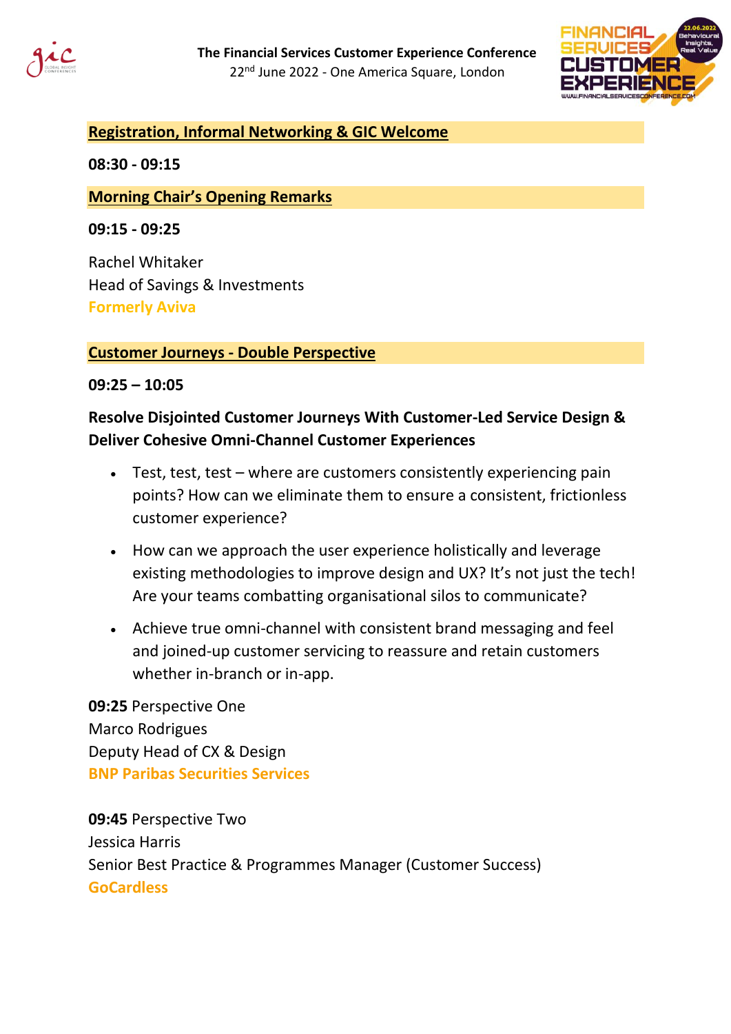**The Financial Services Customer Experience Conference**
22nd June 2022 - One America Square, London

## Registration, Informal Networking & GIC Welcome

**08:30 - 09:15**

## Morning Chair's Opening Remarks

**09:15 - 09:25**

Rachel Whitaker
Head of Savings & Investments
**Formerly Aviva**

## Customer Journeys - Double Perspective

**09:25 – 10:05**

**Resolve Disjointed Customer Journeys With Customer-Led Service Design & Deliver Cohesive Omni-Channel Customer Experiences**

- Test, test, test – where are customers consistently experiencing pain points? How can we eliminate them to ensure a consistent, frictionless customer experience?
- How can we approach the user experience holistically and leverage existing methodologies to improve design and UX? It's not just the tech! Are your teams combatting organisational silos to communicate?
- Achieve true omni-channel with consistent brand messaging and feel and joined-up customer servicing to reassure and retain customers whether in-branch or in-app.

**09:25** Perspective One
Marco Rodrigues
Deputy Head of CX & Design
**BNP Paribas Securities Services**

**09:45** Perspective Two
Jessica Harris
Senior Best Practice & Programmes Manager (Customer Success)
**GoCardless**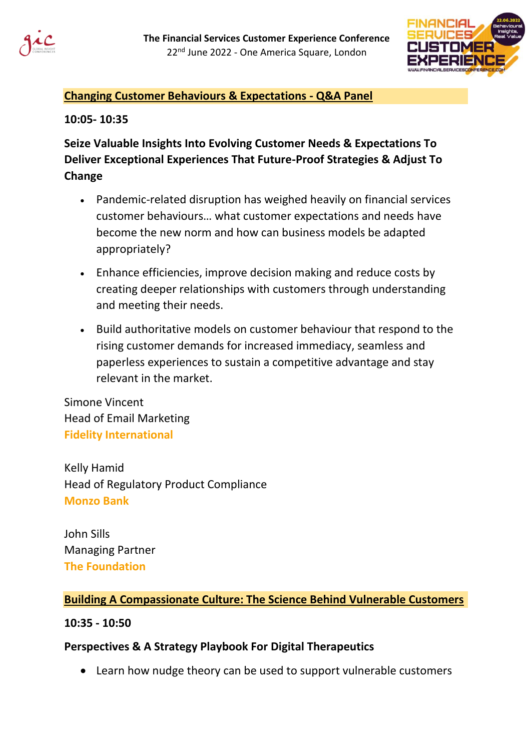## Changing Customer Behaviours & Expectations - Q&A Panel

**10:05- 10:35**

**Seize Valuable Insights Into Evolving Customer Needs & Expectations To Deliver Exceptional Experiences That Future-Proof Strategies & Adjust To Change**

- Pandemic-related disruption has weighed heavily on financial services customer behaviours… what customer expectations and needs have become the new norm and how can business models be adapted appropriately?
- Enhance efficiencies, improve decision making and reduce costs by creating deeper relationships with customers through understanding and meeting their needs.
- Build authoritative models on customer behaviour that respond to the rising customer demands for increased immediacy, seamless and paperless experiences to sustain a competitive advantage and stay relevant in the market.

Simone Vincent  
Head of Email Marketing  
**Fidelity International**

Kelly Hamid  
Head of Regulatory Product Compliance  
**Monzo Bank**

John Sills  
Managing Partner  
**The Foundation**

## Building A Compassionate Culture: The Science Behind Vulnerable Customers

**10:35 - 10:50**

**Perspectives & A Strategy Playbook For Digital Therapeutics**

- Learn how nudge theory can be used to support vulnerable customers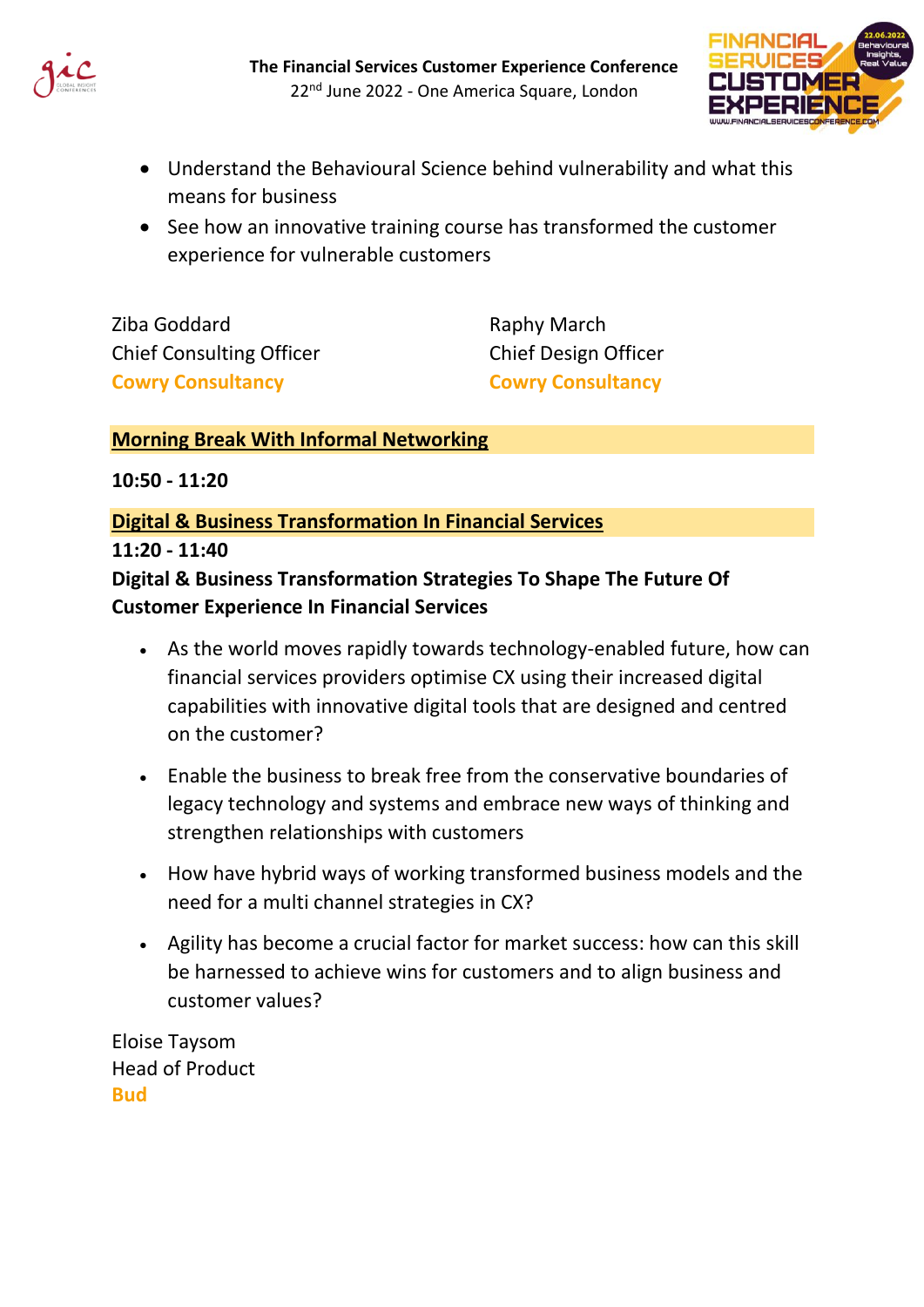- Understand the Behavioural Science behind vulnerability and what this means for business
- See how an innovative training course has transformed the customer experience for vulnerable customers

Ziba Goddard
Chief Consulting Officer
**Cowry Consultancy**

Raphy March
Chief Design Officer
**Cowry Consultancy**

## Morning Break With Informal Networking

**10:50 - 11:20**

## Digital & Business Transformation In Financial Services

**11:20 - 11:40**

**Digital & Business Transformation Strategies To Shape The Future Of Customer Experience In Financial Services**

- As the world moves rapidly towards technology-enabled future, how can financial services providers optimise CX using their increased digital capabilities with innovative digital tools that are designed and centred on the customer?
- Enable the business to break free from the conservative boundaries of legacy technology and systems and embrace new ways of thinking and strengthen relationships with customers
- How have hybrid ways of working transformed business models and the need for a multi channel strategies in CX?
- Agility has become a crucial factor for market success: how can this skill be harnessed to achieve wins for customers and to align business and customer values?

Eloise Taysom
Head of Product
**Bud**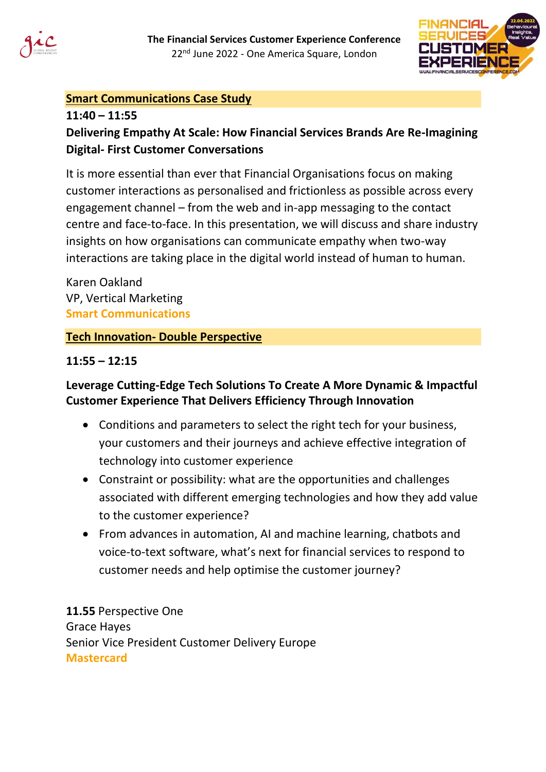## Smart Communications Case Study

**11:40 – 11:55**

**Delivering Empathy At Scale: How Financial Services Brands Are Re-Imagining Digital- First Customer Conversations**

It is more essential than ever that Financial Organisations focus on making customer interactions as personalised and frictionless as possible across every engagement channel – from the web and in-app messaging to the contact centre and face-to-face. In this presentation, we will discuss and share industry insights on how organisations can communicate empathy when two-way interactions are taking place in the digital world instead of human to human.

Karen Oakland
VP, Vertical Marketing
**Smart Communications**

## Tech Innovation- Double Perspective

**11:55 – 12:15**

**Leverage Cutting-Edge Tech Solutions To Create A More Dynamic & Impactful Customer Experience That Delivers Efficiency Through Innovation**

- Conditions and parameters to select the right tech for your business, your customers and their journeys and achieve effective integration of technology into customer experience
- Constraint or possibility: what are the opportunities and challenges associated with different emerging technologies and how they add value to the customer experience?
- From advances in automation, AI and machine learning, chatbots and voice-to-text software, what's next for financial services to respond to customer needs and help optimise the customer journey?

**11.55** Perspective One
Grace Hayes
Senior Vice President Customer Delivery Europe
**Mastercard**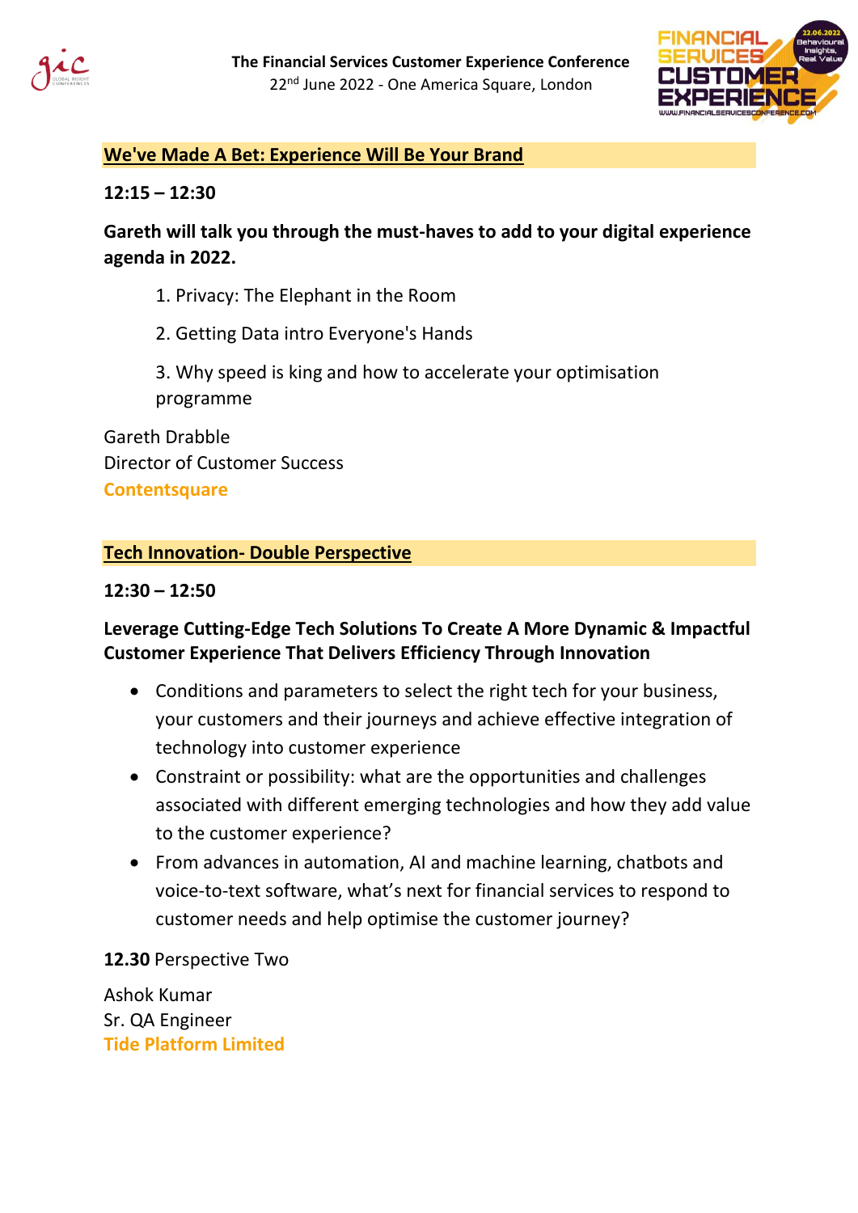## We've Made A Bet: Experience Will Be Your Brand

**12:15 – 12:30**

**Gareth will talk you through the must-haves to add to your digital experience agenda in 2022.**

1. Privacy: The Elephant in the Room
2. Getting Data intro Everyone's Hands
3. Why speed is king and how to accelerate your optimisation programme

Gareth Drabble
Director of Customer Success
**Contentsquare**

## Tech Innovation- Double Perspective

**12:30 – 12:50**

**Leverage Cutting-Edge Tech Solutions To Create A More Dynamic & Impactful Customer Experience That Delivers Efficiency Through Innovation**

- Conditions and parameters to select the right tech for your business, your customers and their journeys and achieve effective integration of technology into customer experience
- Constraint or possibility: what are the opportunities and challenges associated with different emerging technologies and how they add value to the customer experience?
- From advances in automation, AI and machine learning, chatbots and voice-to-text software, what's next for financial services to respond to customer needs and help optimise the customer journey?

**12.30** Perspective Two

Ashok Kumar
Sr. QA Engineer
**Tide Platform Limited**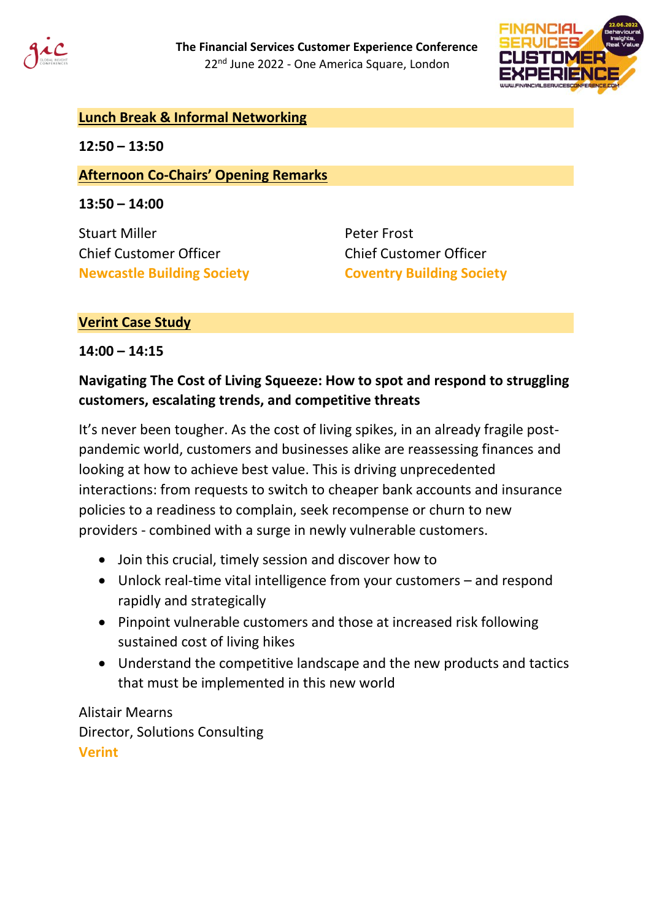## Lunch Break & Informal Networking

**12:50 – 13:50**

## Afternoon Co-Chairs' Opening Remarks

**13:50 – 14:00**

Stuart Miller
Chief Customer Officer
**Newcastle Building Society**

Peter Frost
Chief Customer Officer
**Coventry Building Society**

## Verint Case Study

**14:00 – 14:15**

**Navigating The Cost of Living Squeeze: How to spot and respond to struggling customers, escalating trends, and competitive threats**

It's never been tougher. As the cost of living spikes, in an already fragile post-pandemic world, customers and businesses alike are reassessing finances and looking at how to achieve best value. This is driving unprecedented interactions: from requests to switch to cheaper bank accounts and insurance policies to a readiness to complain, seek recompense or churn to new providers - combined with a surge in newly vulnerable customers.

- Join this crucial, timely session and discover how to
- Unlock real-time vital intelligence from your customers – and respond rapidly and strategically
- Pinpoint vulnerable customers and those at increased risk following sustained cost of living hikes
- Understand the competitive landscape and the new products and tactics that must be implemented in this new world

Alistair Mearns
Director, Solutions Consulting
**Verint**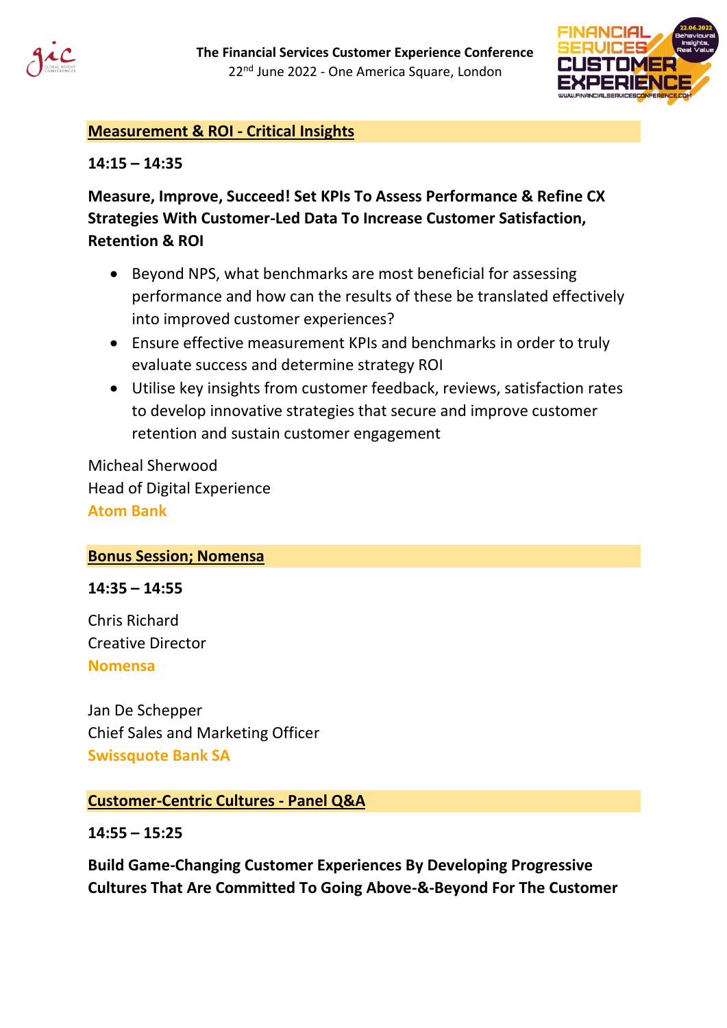## Measurement & ROI - Critical Insights

**14:15 – 14:35**

**Measure, Improve, Succeed! Set KPIs To Assess Performance & Refine CX Strategies With Customer-Led Data To Increase Customer Satisfaction, Retention & ROI**

- Beyond NPS, what benchmarks are most beneficial for assessing performance and how can the results of these be translated effectively into improved customer experiences?
- Ensure effective measurement KPIs and benchmarks in order to truly evaluate success and determine strategy ROI
- Utilise key insights from customer feedback, reviews, satisfaction rates to develop innovative strategies that secure and improve customer retention and sustain customer engagement

Micheal Sherwood
Head of Digital Experience
**Atom Bank**

## Bonus Session; Nomensa

**14:35 – 14:55**

Chris Richard
Creative Director
**Nomensa**

Jan De Schepper
Chief Sales and Marketing Officer
**Swissquote Bank SA**

## Customer-Centric Cultures - Panel Q&A

**14:55 – 15:25**

**Build Game-Changing Customer Experiences By Developing Progressive Cultures That Are Committed To Going Above-&-Beyond For The Customer**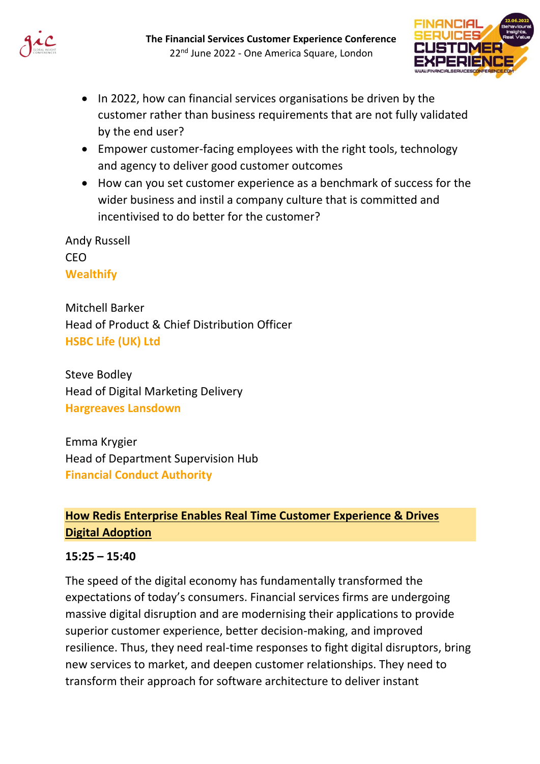- In 2022, how can financial services organisations be driven by the customer rather than business requirements that are not fully validated by the end user?
- Empower customer-facing employees with the right tools, technology and agency to deliver good customer outcomes
- How can you set customer experience as a benchmark of success for the wider business and instil a company culture that is committed and incentivised to do better for the customer?

Andy Russell
CEO
**Wealthify**

Mitchell Barker
Head of Product & Chief Distribution Officer
**HSBC Life (UK) Ltd**

Steve Bodley
Head of Digital Marketing Delivery
**Hargreaves Lansdown**

Emma Krygier
Head of Department Supervision Hub
**Financial Conduct Authority**

**How Redis Enterprise Enables Real Time Customer Experience & Drives Digital Adoption**

**15:25 – 15:40**

The speed of the digital economy has fundamentally transformed the expectations of today's consumers. Financial services firms are undergoing massive digital disruption and are modernising their applications to provide superior customer experience, better decision-making, and improved resilience. Thus, they need real-time responses to fight digital disruptors, bring new services to market, and deepen customer relationships. They need to transform their approach for software architecture to deliver instant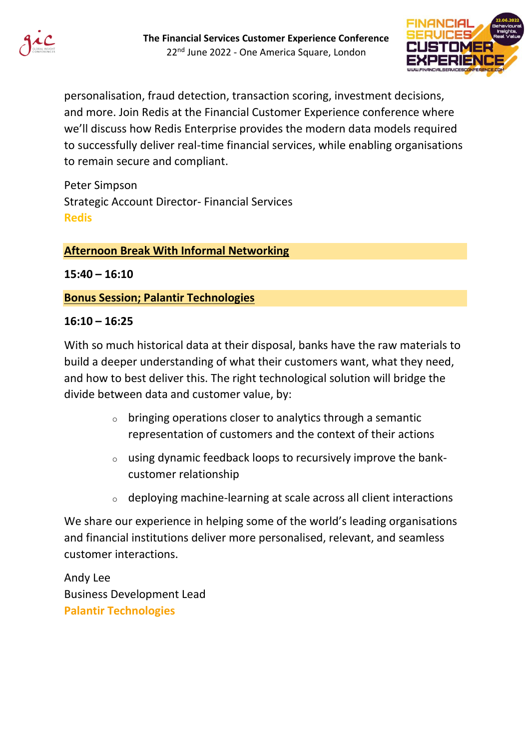personalisation, fraud detection, transaction scoring, investment decisions, and more. Join Redis at the Financial Customer Experience conference where we'll discuss how Redis Enterprise provides the modern data models required to successfully deliver real-time financial services, while enabling organisations to remain secure and compliant.

Peter Simpson
Strategic Account Director- Financial Services
**Redis**

## Afternoon Break With Informal Networking

**15:40 – 16:10**

## Bonus Session; Palantir Technologies

**16:10 – 16:25**

With so much historical data at their disposal, banks have the raw materials to build a deeper understanding of what their customers want, what they need, and how to best deliver this. The right technological solution will bridge the divide between data and customer value, by:

- bringing operations closer to analytics through a semantic representation of customers and the context of their actions
- using dynamic feedback loops to recursively improve the bank-customer relationship
- deploying machine-learning at scale across all client interactions

We share our experience in helping some of the world's leading organisations and financial institutions deliver more personalised, relevant, and seamless customer interactions.

Andy Lee
Business Development Lead
**Palantir Technologies**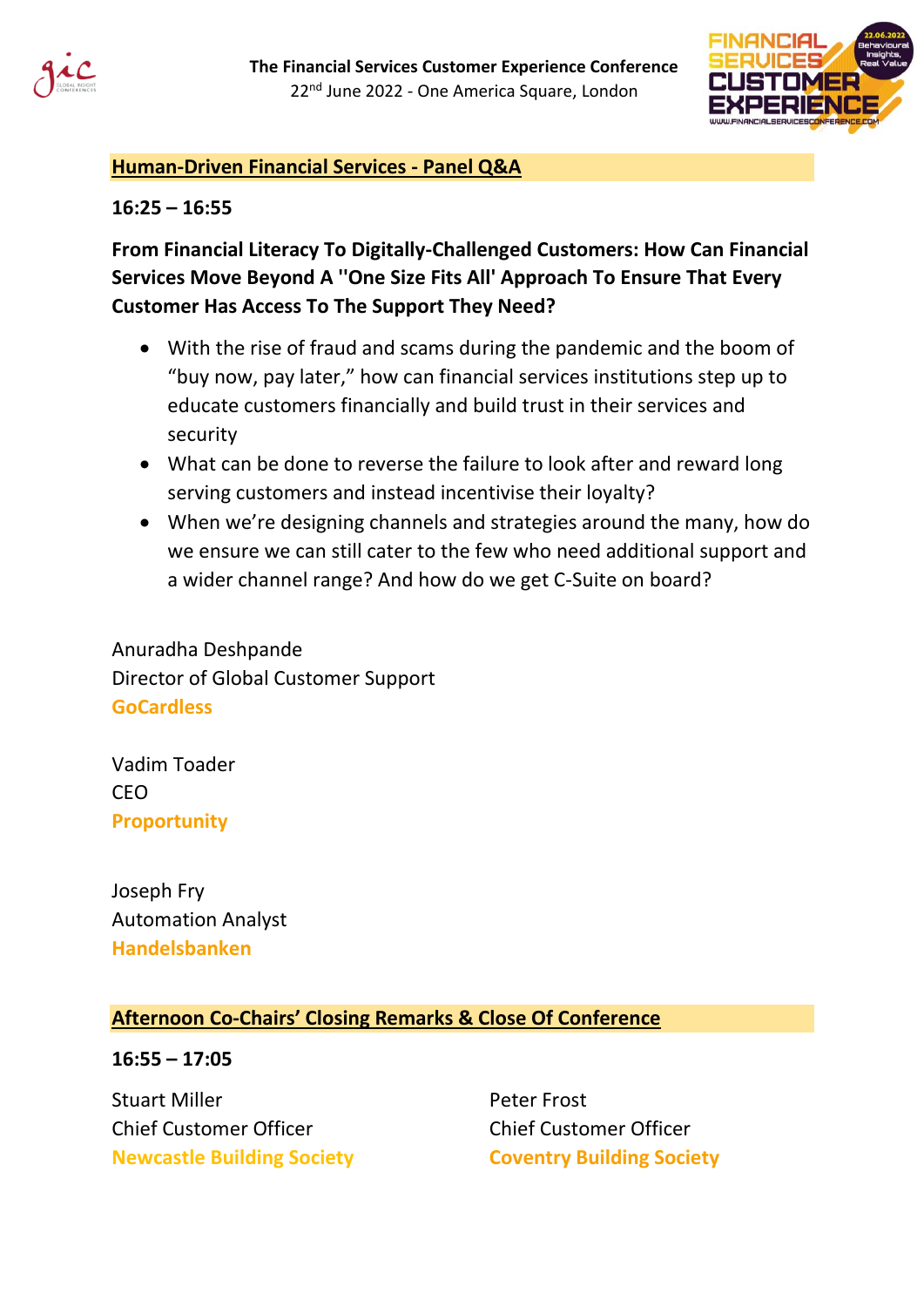## Human-Driven Financial Services - Panel Q&A

**16:25 – 16:55**

**From Financial Literacy To Digitally-Challenged Customers: How Can Financial Services Move Beyond A ''One Size Fits All' Approach To Ensure That Every Customer Has Access To The Support They Need?**

- With the rise of fraud and scams during the pandemic and the boom of "buy now, pay later," how can financial services institutions step up to educate customers financially and build trust in their services and security
- What can be done to reverse the failure to look after and reward long serving customers and instead incentivise their loyalty?
- When we're designing channels and strategies around the many, how do we ensure we can still cater to the few who need additional support and a wider channel range? And how do we get C-Suite on board?

Anuradha Deshpande
Director of Global Customer Support
**GoCardless**

Vadim Toader
CEO
**Proportunity**

Joseph Fry
Automation Analyst
**Handelsbanken**

## Afternoon Co-Chairs' Closing Remarks & Close Of Conference

**16:55 – 17:05**

Stuart Miller
Chief Customer Officer
**Newcastle Building Society**

Peter Frost
Chief Customer Officer
**Coventry Building Society**